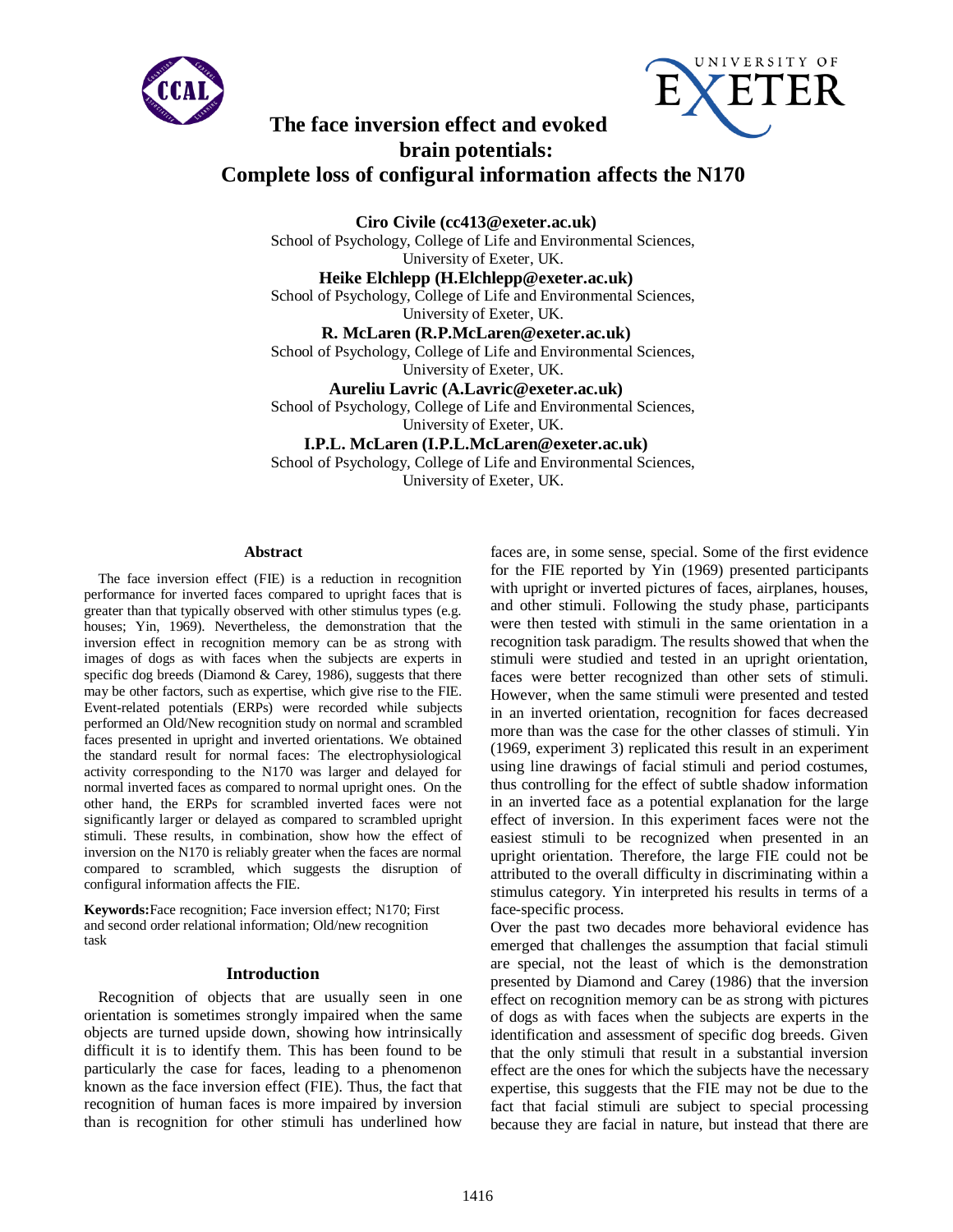# The face inversion effect and evoked brain potentials: Complete loss of configural information affects the N170

**Ciro Civile (cc413@exeter.ac.uk)**
School of Psychology, College of Life and Environmental Sciences,
University of Exeter, UK.

**Heike Elchlepp (H.Elchlepp@exeter.ac.uk)**
School of Psychology, College of Life and Environmental Sciences,
University of Exeter, UK.

**R. McLaren (R.P.McLaren@exeter.ac.uk)**
School of Psychology, College of Life and Environmental Sciences,
University of Exeter, UK.

**Aureliu Lavric (A.Lavric@exeter.ac.uk)**
School of Psychology, College of Life and Environmental Sciences,
University of Exeter, UK.

**I.P.L. McLaren (I.P.L.McLaren@exeter.ac.uk)**
School of Psychology, College of Life and Environmental Sciences,
University of Exeter, UK.

## Abstract

The face inversion effect (FIE) is a reduction in recognition performance for inverted faces compared to upright faces that is greater than that typically observed with other stimulus types (e.g. houses; Yin, 1969). Nevertheless, the demonstration that the inversion effect in recognition memory can be as strong with images of dogs as with faces when the subjects are experts in specific dog breeds (Diamond & Carey, 1986), suggests that there may be other factors, such as expertise, which give rise to the FIE. Event-related potentials (ERPs) were recorded while subjects performed an Old/New recognition study on normal and scrambled faces presented in upright and inverted orientations. We obtained the standard result for normal faces: The electrophysiological activity corresponding to the N170 was larger and delayed for normal inverted faces as compared to normal upright ones. On the other hand, the ERPs for scrambled inverted faces were not significantly larger or delayed as compared to scrambled upright stimuli. These results, in combination, show how the effect of inversion on the N170 is reliably greater when the faces are normal compared to scrambled, which suggests the disruption of configural information affects the FIE.

**Keywords:** Face recognition; Face inversion effect; N170; First and second order relational information; Old/new recognition task

## Introduction

Recognition of objects that are usually seen in one orientation is sometimes strongly impaired when the same objects are turned upside down, showing how intrinsically difficult it is to identify them. This has been found to be particularly the case for faces, leading to a phenomenon known as the face inversion effect (FIE). Thus, the fact that recognition of human faces is more impaired by inversion than is recognition for other stimuli has underlined how faces are, in some sense, special. Some of the first evidence for the FIE reported by Yin (1969) presented participants with upright or inverted pictures of faces, airplanes, houses, and other stimuli. Following the study phase, participants were then tested with stimuli in the same orientation in a recognition task paradigm. The results showed that when the stimuli were studied and tested in an upright orientation, faces were better recognized than other sets of stimuli. However, when the same stimuli were presented and tested in an inverted orientation, recognition for faces decreased more than was the case for the other classes of stimuli. Yin (1969, experiment 3) replicated this result in an experiment using line drawings of facial stimuli and period costumes, thus controlling for the effect of subtle shadow information in an inverted face as a potential explanation for the large effect of inversion. In this experiment faces were not the easiest stimuli to be recognized when presented in an upright orientation. Therefore, the large FIE could not be attributed to the overall difficulty in discriminating within a stimulus category. Yin interpreted his results in terms of a face-specific process.

Over the past two decades more behavioral evidence has emerged that challenges the assumption that facial stimuli are special, not the least of which is the demonstration presented by Diamond and Carey (1986) that the inversion effect on recognition memory can be as strong with pictures of dogs as with faces when the subjects are experts in the identification and assessment of specific dog breeds. Given that the only stimuli that result in a substantial inversion effect are the ones for which the subjects have the necessary expertise, this suggests that the FIE may not be due to the fact that facial stimuli are subject to special processing because they are facial in nature, but instead that there are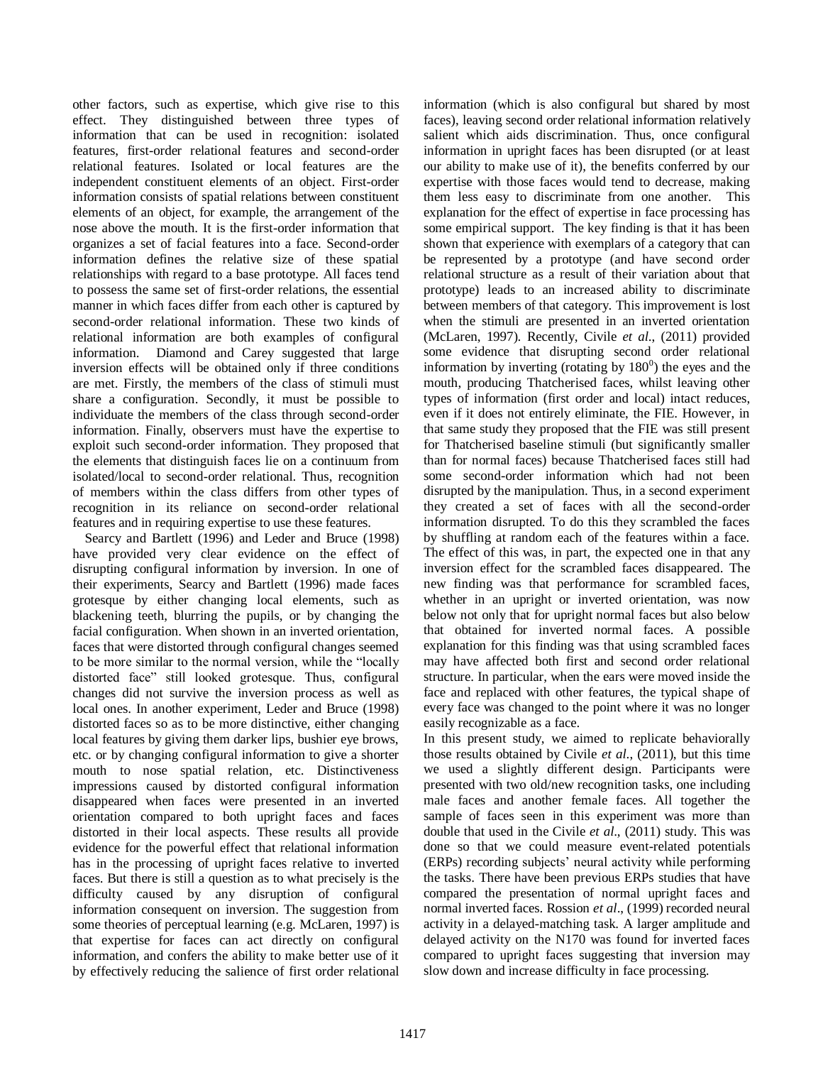other factors, such as expertise, which give rise to this effect. They distinguished between three types of information that can be used in recognition: isolated features, first-order relational features and second-order relational features. Isolated or local features are the independent constituent elements of an object. First-order information consists of spatial relations between constituent elements of an object, for example, the arrangement of the nose above the mouth. It is the first-order information that organizes a set of facial features into a face. Second-order information defines the relative size of these spatial relationships with regard to a base prototype. All faces tend to possess the same set of first-order relations, the essential manner in which faces differ from each other is captured by second-order relational information. These two kinds of relational information are both examples of configural information. Diamond and Carey suggested that large inversion effects will be obtained only if three conditions are met. Firstly, the members of the class of stimuli must share a configuration. Secondly, it must be possible to individuate the members of the class through second-order information. Finally, observers must have the expertise to exploit such second-order information. They proposed that the elements that distinguish faces lie on a continuum from isolated/local to second-order relational. Thus, recognition of members within the class differs from other types of recognition in its reliance on second-order relational features and in requiring expertise to use these features.

Searcy and Bartlett (1996) and Leder and Bruce (1998) have provided very clear evidence on the effect of disrupting configural information by inversion. In one of their experiments, Searcy and Bartlett (1996) made faces grotesque by either changing local elements, such as blackening teeth, blurring the pupils, or by changing the facial configuration. When shown in an inverted orientation, faces that were distorted through configural changes seemed to be more similar to the normal version, while the "locally distorted face" still looked grotesque. Thus, configural changes did not survive the inversion process as well as local ones. In another experiment, Leder and Bruce (1998) distorted faces so as to be more distinctive, either changing local features by giving them darker lips, bushier eye brows, etc. or by changing configural information to give a shorter mouth to nose spatial relation, etc. Distinctiveness impressions caused by distorted configural information disappeared when faces were presented in an inverted orientation compared to both upright faces and faces distorted in their local aspects. These results all provide evidence for the powerful effect that relational information has in the processing of upright faces relative to inverted faces. But there is still a question as to what precisely is the difficulty caused by any disruption of configural information consequent on inversion. The suggestion from some theories of perceptual learning (e.g. McLaren, 1997) is that expertise for faces can act directly on configural information, and confers the ability to make better use of it by effectively reducing the salience of first order relational information (which is also configural but shared by most faces), leaving second order relational information relatively salient which aids discrimination. Thus, once configural information in upright faces has been disrupted (or at least our ability to make use of it), the benefits conferred by our expertise with those faces would tend to decrease, making them less easy to discriminate from one another. This explanation for the effect of expertise in face processing has some empirical support. The key finding is that it has been shown that experience with exemplars of a category that can be represented by a prototype (and have second order relational structure as a result of their variation about that prototype) leads to an increased ability to discriminate between members of that category. This improvement is lost when the stimuli are presented in an inverted orientation (McLaren, 1997). Recently, Civile *et al*., (2011) provided some evidence that disrupting second order relational information by inverting (rotating by $180^0$) the eyes and the mouth, producing Thatcherised faces, whilst leaving other types of information (first order and local) intact reduces, even if it does not entirely eliminate, the FIE. However, in that same study they proposed that the FIE was still present for Thatcherised baseline stimuli (but significantly smaller than for normal faces) because Thatcherised faces still had some second-order information which had not been disrupted by the manipulation. Thus, in a second experiment they created a set of faces with all the second-order information disrupted. To do this they scrambled the faces by shuffling at random each of the features within a face. The effect of this was, in part, the expected one in that any inversion effect for the scrambled faces disappeared. The new finding was that performance for scrambled faces, whether in an upright or inverted orientation, was now below not only that for upright normal faces but also below that obtained for inverted normal faces. A possible explanation for this finding was that using scrambled faces may have affected both first and second order relational structure. In particular, when the ears were moved inside the face and replaced with other features, the typical shape of every face was changed to the point where it was no longer easily recognizable as a face.

In this present study, we aimed to replicate behaviorally those results obtained by Civile *et al*., (2011), but this time we used a slightly different design. Participants were presented with two old/new recognition tasks, one including male faces and another female faces. All together the sample of faces seen in this experiment was more than double that used in the Civile *et al*., (2011) study. This was done so that we could measure event-related potentials (ERPs) recording subjects' neural activity while performing the tasks. There have been previous ERPs studies that have compared the presentation of normal upright faces and normal inverted faces. Rossion *et al*., (1999) recorded neural activity in a delayed-matching task. A larger amplitude and delayed activity on the N170 was found for inverted faces compared to upright faces suggesting that inversion may slow down and increase difficulty in face processing.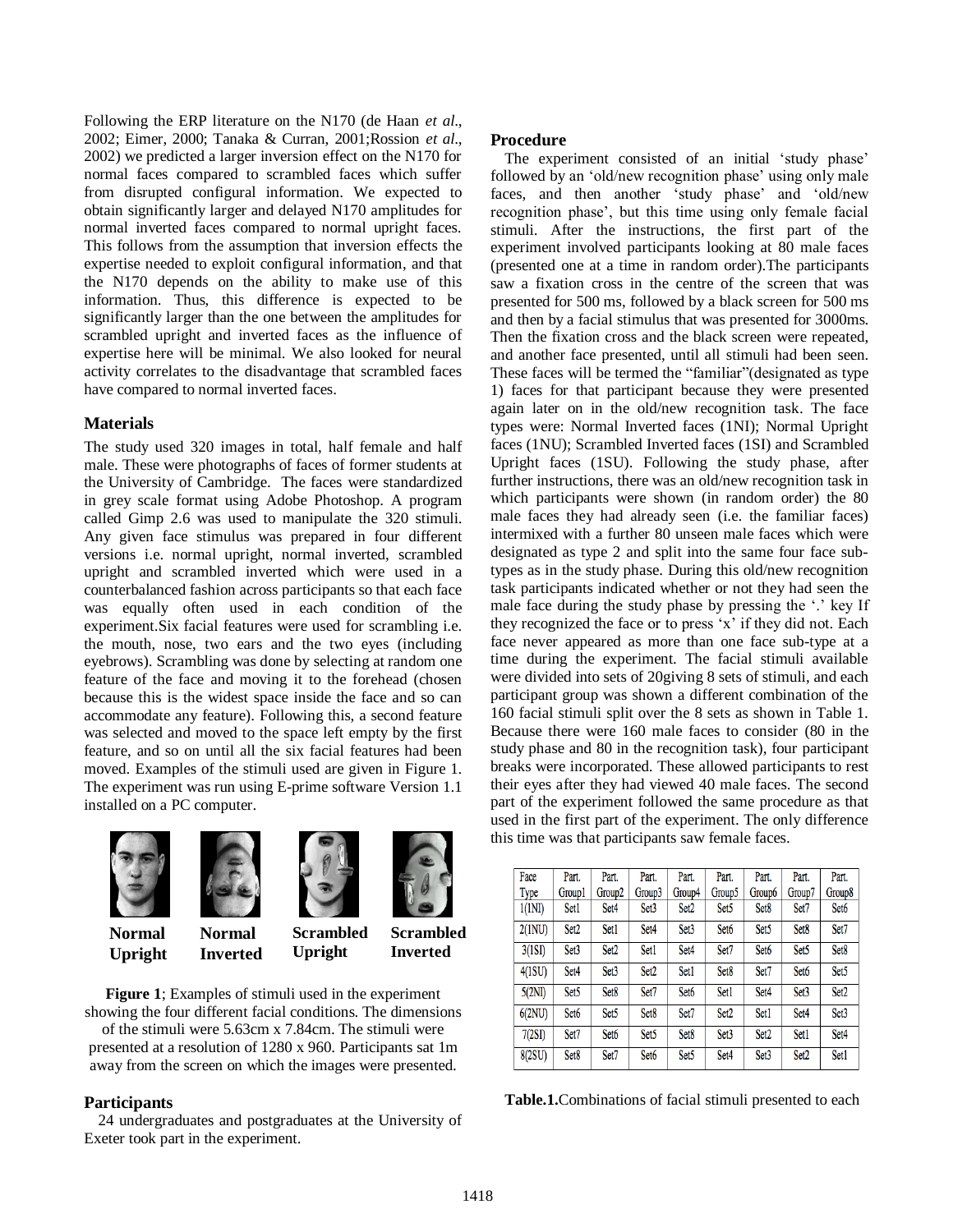Following the ERP literature on the N170 (de Haan *et al*., 2002; Eimer, 2000; Tanaka & Curran, 2001;Rossion *et al*., 2002) we predicted a larger inversion effect on the N170 for normal faces compared to scrambled faces which suffer from disrupted configural information. We expected to obtain significantly larger and delayed N170 amplitudes for normal inverted faces compared to normal upright faces. This follows from the assumption that inversion effects the expertise needed to exploit configural information, and that the N170 depends on the ability to make use of this information. Thus, this difference is expected to be significantly larger than the one between the amplitudes for scrambled upright and inverted faces as the influence of expertise here will be minimal. We also looked for neural activity correlates to the disadvantage that scrambled faces have compared to normal inverted faces.

## Materials

The study used 320 images in total, half female and half male. These were photographs of faces of former students at the University of Cambridge. The faces were standardized in grey scale format using Adobe Photoshop. A program called Gimp 2.6 was used to manipulate the 320 stimuli. Any given face stimulus was prepared in four different versions i.e. normal upright, normal inverted, scrambled upright and scrambled inverted which were used in a counterbalanced fashion across participants so that each face was equally often used in each condition of the experiment.Six facial features were used for scrambling i.e. the mouth, nose, two ears and the two eyes (including eyebrows). Scrambling was done by selecting at random one feature of the face and moving it to the forehead (chosen because this is the widest space inside the face and so can accommodate any feature). Following this, a second feature was selected and moved to the space left empty by the first feature, and so on until all the six facial features had been moved. Examples of the stimuli used are given in Figure 1. The experiment was run using E-prime software Version 1.1 installed on a PC computer.

**Normal Upright** **Normal Inverted** **Scrambled Upright** **Scrambled Inverted**

**Figure 1**; Examples of stimuli used in the experiment showing the four different facial conditions. The dimensions of the stimuli were 5.63cm x 7.84cm. The stimuli were presented at a resolution of 1280 x 960. Participants sat 1m away from the screen on which the images were presented.

## Participants

24 undergraduates and postgraduates at the University of Exeter took part in the experiment.

## Procedure

The experiment consisted of an initial 'study phase' followed by an 'old/new recognition phase' using only male faces, and then another 'study phase' and 'old/new recognition phase', but this time using only female facial stimuli. After the instructions, the first part of the experiment involved participants looking at 80 male faces (presented one at a time in random order).The participants saw a fixation cross in the centre of the screen that was presented for 500 ms, followed by a black screen for 500 ms and then by a facial stimulus that was presented for 3000ms. Then the fixation cross and the black screen were repeated, and another face presented, until all stimuli had been seen. These faces will be termed the "familiar"(designated as type 1) faces for that participant because they were presented again later on in the old/new recognition task. The face types were: Normal Inverted faces (1NI); Normal Upright faces (1NU); Scrambled Inverted faces (1SI) and Scrambled Upright faces (1SU). Following the study phase, after further instructions, there was an old/new recognition task in which participants were shown (in random order) the 80 male faces they had already seen (i.e. the familiar faces) intermixed with a further 80 unseen male faces which were designated as type 2 and split into the same four face sub-types as in the study phase. During this old/new recognition task participants indicated whether or not they had seen the male face during the study phase by pressing the '.' key If they recognized the face or to press 'x' if they did not. Each face never appeared as more than one face sub-type at a time during the experiment. The facial stimuli available were divided into sets of 20giving 8 sets of stimuli, and each participant group was shown a different combination of the 160 facial stimuli split over the 8 sets as shown in Table 1. Because there were 160 male faces to consider (80 in the study phase and 80 in the recognition task), four participant breaks were incorporated. These allowed participants to rest their eyes after they had viewed 40 male faces. The second part of the experiment followed the same procedure as that used in the first part of the experiment. The only difference this time was that participants saw female faces.

| Face Type | Part. Group1 | Part. Group2 | Part. Group3 | Part. Group4 | Part. Group5 | Part. Group6 | Part. Group7 | Part. Group8 |
|---|---|---|---|---|---|---|---|---|
| 1(1NI) | Set1 | Set4 | Set3 | Set2 | Set5 | Set8 | Set7 | Set6 |
| 2(1NU) | Set2 | Set1 | Set4 | Set3 | Set6 | Set5 | Set8 | Set7 |
| 3(1SI) | Set3 | Set2 | Set1 | Set4 | Set7 | Set6 | Set5 | Set8 |
| 4(1SU) | Set4 | Set3 | Set2 | Set1 | Set8 | Set7 | Set6 | Set5 |
| 5(2NI) | Set5 | Set8 | Set7 | Set6 | Set1 | Set4 | Set3 | Set2 |
| 6(2NU) | Set6 | Set5 | Set8 | Set7 | Set2 | Set1 | Set4 | Set3 |
| 7(2SI) | Set7 | Set6 | Set5 | Set8 | Set3 | Set2 | Set1 | Set4 |
| 8(2SU) | Set8 | Set7 | Set6 | Set5 | Set4 | Set3 | Set2 | Set1 |

**Table.1.**Combinations of facial stimuli presented to each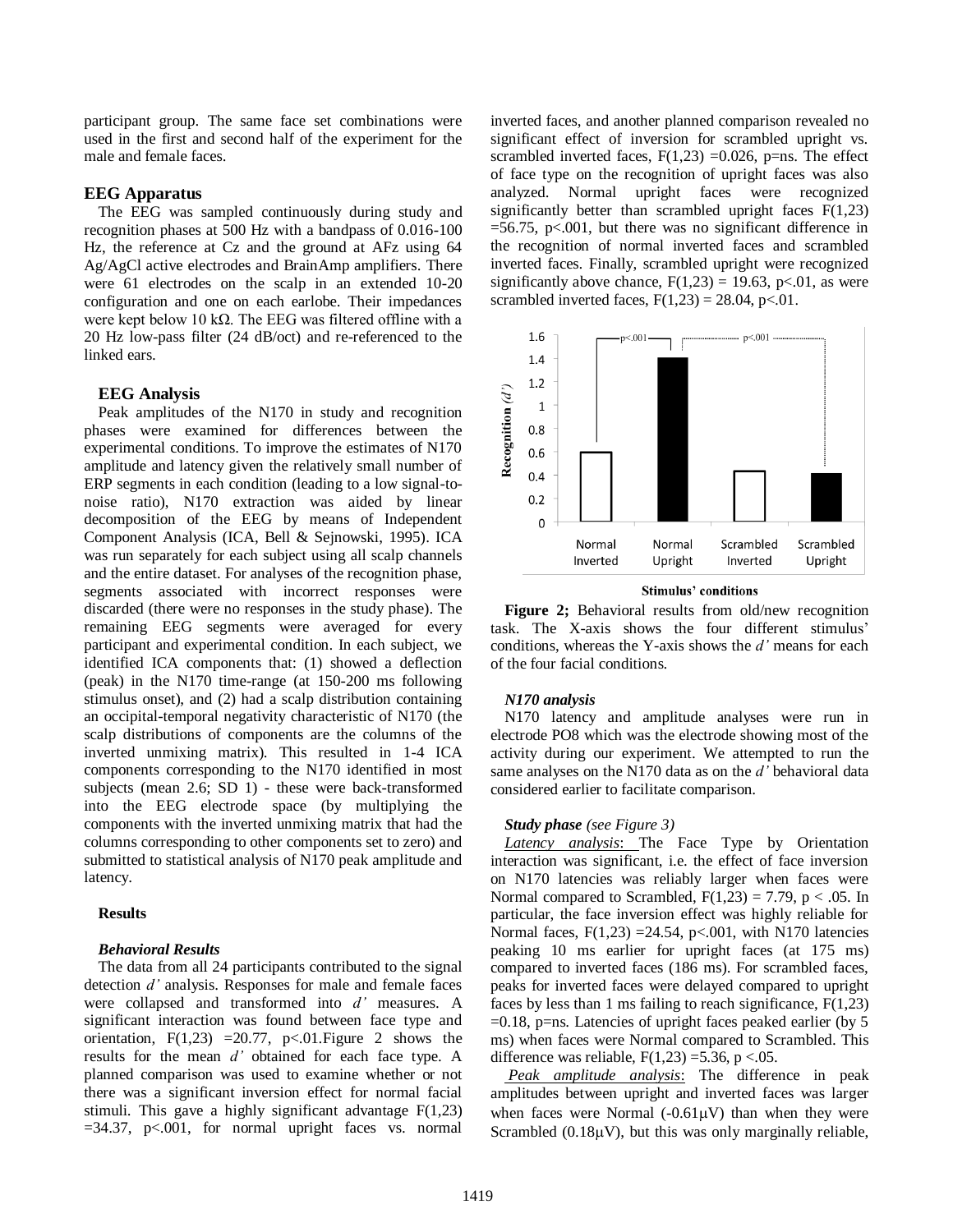participant group. The same face set combinations were used in the first and second half of the experiment for the male and female faces.

## EEG Apparatus

The EEG was sampled continuously during study and recognition phases at 500 Hz with a bandpass of 0.016-100 Hz, the reference at Cz and the ground at AFz using 64 Ag/AgCl active electrodes and BrainAmp amplifiers. There were 61 electrodes on the scalp in an extended 10-20 configuration and one on each earlobe. Their impedances were kept below 10 kΩ. The EEG was filtered offline with a 20 Hz low-pass filter (24 dB/oct) and re-referenced to the linked ears.

## EEG Analysis

Peak amplitudes of the N170 in study and recognition phases were examined for differences between the experimental conditions. To improve the estimates of N170 amplitude and latency given the relatively small number of ERP segments in each condition (leading to a low signal-to-noise ratio), N170 extraction was aided by linear decomposition of the EEG by means of Independent Component Analysis (ICA, Bell & Sejnowski, 1995). ICA was run separately for each subject using all scalp channels and the entire dataset. For analyses of the recognition phase, segments associated with incorrect responses were discarded (there were no responses in the study phase). The remaining EEG segments were averaged for every participant and experimental condition. In each subject, we identified ICA components that: (1) showed a deflection (peak) in the N170 time-range (at 150-200 ms following stimulus onset), and (2) had a scalp distribution containing an occipital-temporal negativity characteristic of N170 (the scalp distributions of components are the columns of the inverted unmixing matrix). This resulted in 1-4 ICA components corresponding to the N170 identified in most subjects (mean 2.6; SD 1) - these were back-transformed into the EEG electrode space (by multiplying the components with the inverted unmixing matrix that had the columns corresponding to other components set to zero) and submitted to statistical analysis of N170 peak amplitude and latency.

## Results

### *Behavioral Results*

The data from all 24 participants contributed to the signal detection *d'* analysis. Responses for male and female faces were collapsed and transformed into *d'* measures. A significant interaction was found between face type and orientation, $F(1,23) = 20.77$, $p < .01$. Figure 2 shows the results for the mean *d'* obtained for each face type. A planned comparison was used to examine whether or not there was a significant inversion effect for normal facial stimuli. This gave a highly significant advantage $F(1,23) = 34.37$, $p < .001$, for normal upright faces vs. normal inverted faces, and another planned comparison revealed no significant effect of inversion for scrambled upright vs. scrambled inverted faces, $F(1,23) = 0.026$, p=ns. The effect of face type on the recognition of upright faces was also analyzed. Normal upright faces were recognized significantly better than scrambled upright faces $F(1,23) = 56.75$, $p < .001$, but there was no significant difference in the recognition of normal inverted faces and scrambled inverted faces. Finally, scrambled upright were recognized significantly above chance, $F(1,23) = 19.63$, $p < .01$, as were scrambled inverted faces, $F(1,23) = 28.04$, $p < .01$.

**Figure 2;** Behavioral results from old/new recognition task. The X-axis shows the four different stimulus' conditions, whereas the Y-axis shows the *d'* means for each of the four facial conditions.

### *N170 analysis*

N170 latency and amplitude analyses were run in electrode PO8 which was the electrode showing most of the activity during our experiment. We attempted to run the same analyses on the N170 data as on the *d'* behavioral data considered earlier to facilitate comparison.

### *Study phase (see Figure 3)*

*Latency analysis*: The Face Type by Orientation interaction was significant, i.e. the effect of face inversion on N170 latencies was reliably larger when faces were Normal compared to Scrambled, $F(1,23) = 7.79$, $p < .05$. In particular, the face inversion effect was highly reliable for Normal faces, $F(1,23) = 24.54$, $p < .001$, with N170 latencies peaking 10 ms earlier for upright faces (at 175 ms) compared to inverted faces (186 ms). For scrambled faces, peaks for inverted faces were delayed compared to upright faces by less than 1 ms failing to reach significance, $F(1,23) = 0.18$, p=ns. Latencies of upright faces peaked earlier (by 5 ms) when faces were Normal compared to Scrambled. This difference was reliable, $F(1,23) = 5.36$, $p < .05$.

*Peak amplitude analysis*: The difference in peak amplitudes between upright and inverted faces was larger when faces were Normal (-0.61μV) than when they were Scrambled (0.18μV), but this was only marginally reliable,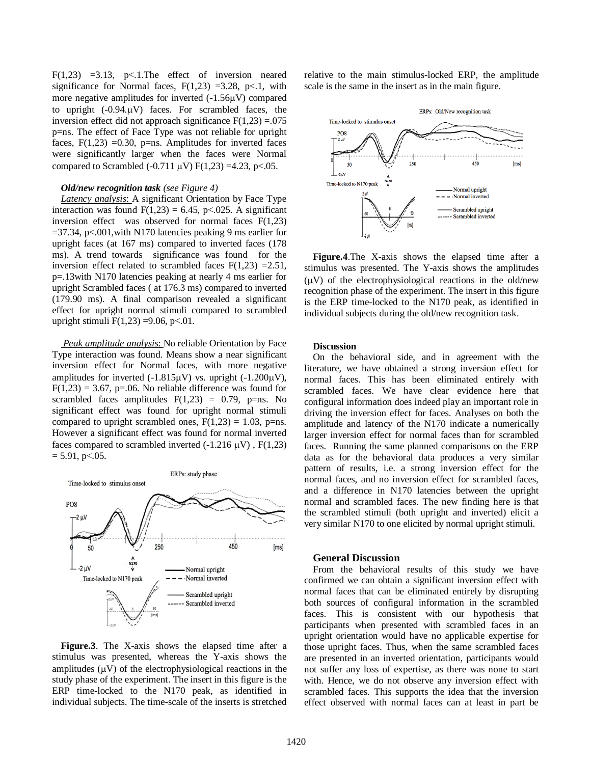$F(1,23) = 3.13$, $p<.1$.The effect of inversion neared significance for Normal faces, $F(1,23) = 3.28$, $p<.1$, with more negative amplitudes for inverted (-1.56μV) compared to upright (-0.94.μV) faces. For scrambled faces, the inversion effect did not approach significance $F(1,23) = .075$ p=ns. The effect of Face Type was not reliable for upright faces, $F(1,23) = 0.30$, p=ns. Amplitudes for inverted faces were significantly larger when the faces were Normal compared to Scrambled (-0.711 μV) $F(1,23) = 4.23$, $p<.05$.

***Old/new recognition task*** *(see Figure 4)*

*Latency analysis*: A significant Orientation by Face Type interaction was found $F(1,23) = 6.45$, $p<.025$. A significant inversion effect was observed for normal faces $F(1,23) = 37.34$, $p<.001$,with N170 latencies peaking 9 ms earlier for upright faces (at 167 ms) compared to inverted faces (178 ms). A trend towards significance was found for the inversion effect related to scrambled faces $F(1,23) = 2.51$, p=.13with N170 latencies peaking at nearly 4 ms earlier for upright Scrambled faces ( at 176.3 ms) compared to inverted (179.90 ms). A final comparison revealed a significant effect for upright normal stimuli compared to scrambled upright stimuli $F(1,23) = 9.06$, $p<.01$.

*Peak amplitude analysis*: No reliable Orientation by Face Type interaction was found. Means show a near significant inversion effect for Normal faces, with more negative amplitudes for inverted (-1.815μV) vs. upright (-1.200μV), $F(1,23) = 3.67$, p=.06. No reliable difference was found for scrambled faces amplitudes $F(1,23) = 0.79$, p=ns. No significant effect was found for upright normal stimuli compared to upright scrambled ones, $F(1,23) = 1.03$, p=ns. However a significant effect was found for normal inverted faces compared to scrambled inverted (-1.216 μV) , $F(1,23) = 5.91$, $p<.05$.

**Figure.3**. The X-axis shows the elapsed time after a stimulus was presented, whereas the Y-axis shows the amplitudes (μV) of the electrophysiological reactions in the study phase of the experiment. The insert in this figure is the ERP time-locked to the N170 peak, as identified in individual subjects. The time-scale of the inserts is stretched relative to the main stimulus-locked ERP, the amplitude scale is the same in the insert as in the main figure.

**Figure.4**.The X-axis shows the elapsed time after a stimulus was presented. The Y-axis shows the amplitudes (μV) of the electrophysiological reactions in the old/new recognition phase of the experiment. The insert in this figure is the ERP time-locked to the N170 peak, as identified in individual subjects during the old/new recognition task.

**Discussion**

On the behavioral side, and in agreement with the literature, we have obtained a strong inversion effect for normal faces. This has been eliminated entirely with scrambled faces. We have clear evidence here that configural information does indeed play an important role in driving the inversion effect for faces. Analyses on both the amplitude and latency of the N170 indicate a numerically larger inversion effect for normal faces than for scrambled faces. Running the same planned comparisons on the ERP data as for the behavioral data produces a very similar pattern of results, i.e. a strong inversion effect for the normal faces, and no inversion effect for scrambled faces, and a difference in N170 latencies between the upright normal and scrambled faces. The new finding here is that the scrambled stimuli (both upright and inverted) elicit a very similar N170 to one elicited by normal upright stimuli.

## General Discussion

From the behavioral results of this study we have confirmed we can obtain a significant inversion effect with normal faces that can be eliminated entirely by disrupting both sources of configural information in the scrambled faces. This is consistent with our hypothesis that participants when presented with scrambled faces in an upright orientation would have no applicable expertise for those upright faces. Thus, when the same scrambled faces are presented in an inverted orientation, participants would not suffer any loss of expertise, as there was none to start with. Hence, we do not observe any inversion effect with scrambled faces. This supports the idea that the inversion effect observed with normal faces can at least in part be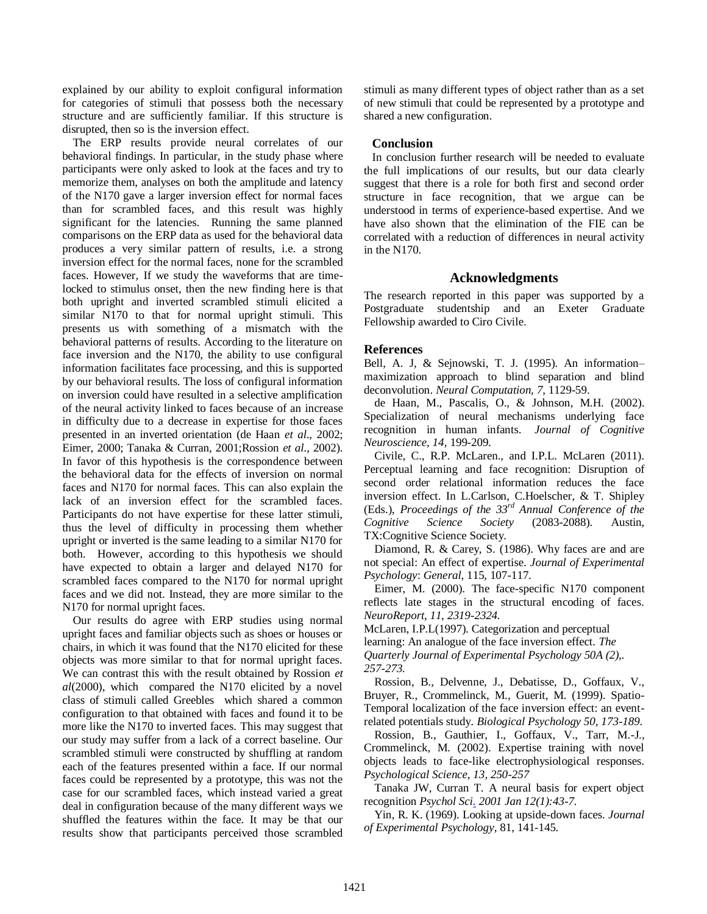explained by our ability to exploit configural information for categories of stimuli that possess both the necessary structure and are sufficiently familiar. If this structure is disrupted, then so is the inversion effect.

The ERP results provide neural correlates of our behavioral findings. In particular, in the study phase where participants were only asked to look at the faces and try to memorize them, analyses on both the amplitude and latency of the N170 gave a larger inversion effect for normal faces than for scrambled faces, and this result was highly significant for the latencies. Running the same planned comparisons on the ERP data as used for the behavioral data produces a very similar pattern of results, i.e. a strong inversion effect for the normal faces, none for the scrambled faces. However, If we study the waveforms that are time-locked to stimulus onset, then the new finding here is that both upright and inverted scrambled stimuli elicited a similar N170 to that for normal upright stimuli. This presents us with something of a mismatch with the behavioral patterns of results. According to the literature on face inversion and the N170, the ability to use configural information facilitates face processing, and this is supported by our behavioral results. The loss of configural information on inversion could have resulted in a selective amplification of the neural activity linked to faces because of an increase in difficulty due to a decrease in expertise for those faces presented in an inverted orientation (de Haan *et al*., 2002; Eimer, 2000; Tanaka & Curran, 2001;Rossion *et al*., 2002). In favor of this hypothesis is the correspondence between the behavioral data for the effects of inversion on normal faces and N170 for normal faces. This can also explain the lack of an inversion effect for the scrambled faces. Participants do not have expertise for these latter stimuli, thus the level of difficulty in processing them whether upright or inverted is the same leading to a similar N170 for both. However, according to this hypothesis we should have expected to obtain a larger and delayed N170 for scrambled faces compared to the N170 for normal upright faces and we did not. Instead, they are more similar to the N170 for normal upright faces.

Our results do agree with ERP studies using normal upright faces and familiar objects such as shoes or houses or chairs, in which it was found that the N170 elicited for these objects was more similar to that for normal upright faces. We can contrast this with the result obtained by Rossion *et al*(2000), which compared the N170 elicited by a novel class of stimuli called Greebles which shared a common configuration to that obtained with faces and found it to be more like the N170 to inverted faces. This may suggest that our study may suffer from a lack of a correct baseline. Our scrambled stimuli were constructed by shuffling at random each of the features presented within a face. If our normal faces could be represented by a prototype, this was not the case for our scrambled faces, which instead varied a great deal in configuration because of the many different ways we shuffled the features within the face. It may be that our results show that participants perceived those scrambled stimuli as many different types of object rather than as a set of new stimuli that could be represented by a prototype and shared a new configuration.

## Conclusion

In conclusion further research will be needed to evaluate the full implications of our results, but our data clearly suggest that there is a role for both first and second order structure in face recognition, that we argue can be understood in terms of experience-based expertise. And we have also shown that the elimination of the FIE can be correlated with a reduction of differences in neural activity in the N170.

## Acknowledgments

The research reported in this paper was supported by a Postgraduate studentship and an Exeter Graduate Fellowship awarded to Ciro Civile.

## References

Bell, A. J, & Sejnowski, T. J. (1995). An information–maximization approach to blind separation and blind deconvolution. *Neural Computation, 7*, 1129-59.

de Haan, M., Pascalis, O., & Johnson, M.H. (2002). Specialization of neural mechanisms underlying face recognition in human infants. *Journal of Cognitive Neuroscience, 14*, 199-209.

Civile, C., R.P. McLaren., and I.P.L. McLaren (2011). Perceptual learning and face recognition: Disruption of second order relational information reduces the face inversion effect. In L.Carlson, C.Hoelscher, & T. Shipley (Eds.), *Proceedings of the 33rd Annual Conference of the Cognitive Science Society* (2083-2088). Austin, TX:Cognitive Science Society.

Diamond, R. & Carey, S. (1986). Why faces are and are not special: An effect of expertise. *Journal of Experimental Psychology*: *General*, 115, 107-117.

Eimer, M. (2000). The face-specific N170 component reflects late stages in the structural encoding of faces. *NeuroReport, 11, 2319-2324.*

McLaren, I.P.L(1997). Categorization and perceptual learning: An analogue of the face inversion effect. *The Quarterly Journal of Experimental Psychology 50A (2),. 257-273.*

Rossion, B., Delvenne, J., Debatisse, D., Goffaux, V., Bruyer, R., Crommelinck, M., Guerit, M. (1999). Spatio-Temporal localization of the face inversion effect: an event-related potentials study. *Biological Psychology 50, 173-189.*

Rossion, B., Gauthier, I., Goffaux, V., Tarr, M.-J., Crommelinck, M. (2002). Expertise training with novel objects leads to face-like electrophysiological responses. *Psychological Science, 13, 250-257*

Tanaka JW, Curran T. A neural basis for expert object recognition *Psychol Sci. 2001 Jan 12(1):43-7.*

Yin, R. K. (1969). Looking at upside-down faces. *Journal of Experimental Psychology*, 81, 141-145.